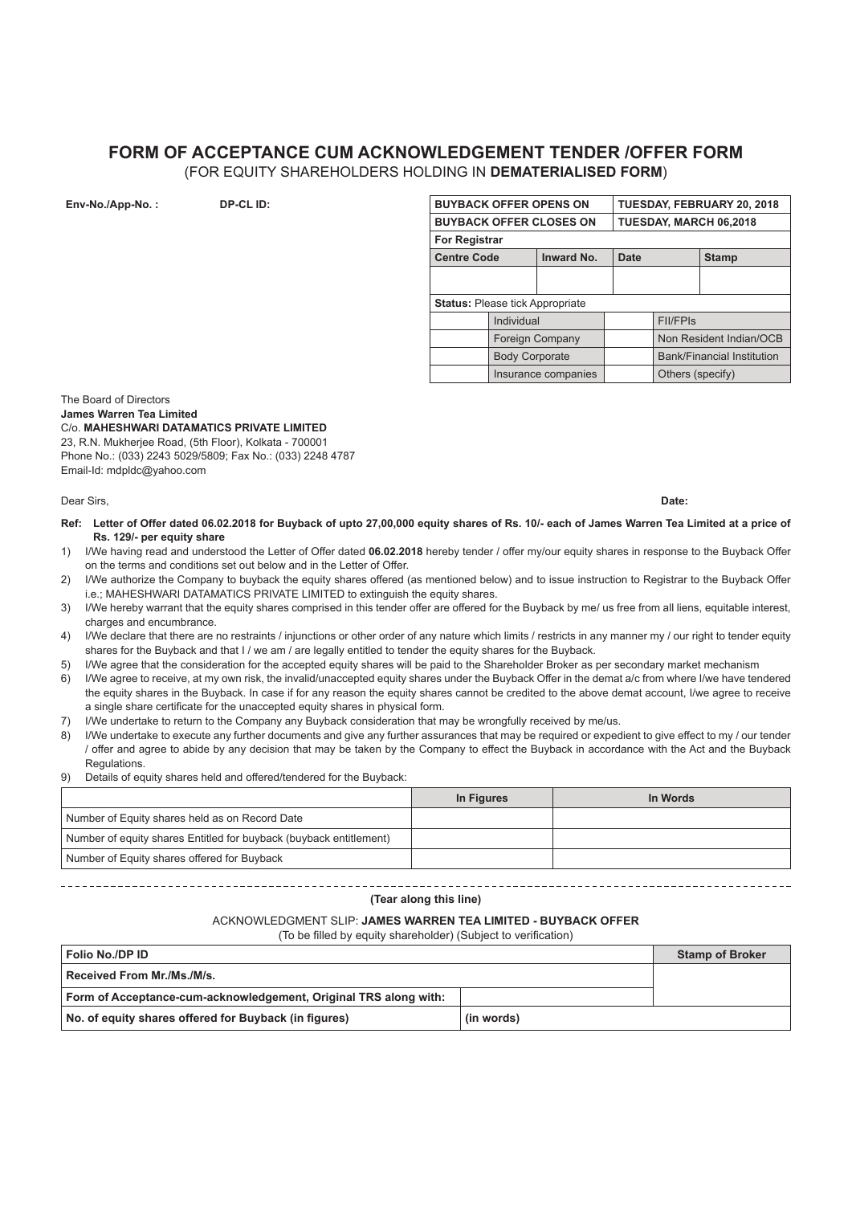# FORM OF ACCEPTANCE CUM ACKNOWLEDGEMENT TENDER /OFFER FORM

(FOR EQUITY SHAREHOLDERS HOLDING IN **DEMATERIALISED FORM**)

**Env-No./App-No. :** **DP-CL ID:**

| **BUYBACK OFFER OPENS ON** | | | **TUESDAY, FEBRUARY 20, 2018** | |
|---|---|---|---|---|
| **BUYBACK OFFER CLOSES ON** | | | **TUESDAY, MARCH 06,2018** | |
| **For Registrar** | | | | |
| **Centre Code** | | **Inward No.** | **Date** | **Stamp** |
| | | | | |
| **Status:** Please tick Appropriate | | | | |
| | Individual | | | FII/FPIs |
| | Foreign Company | | | Non Resident Indian/OCB |
| | Body Corporate | | | Bank/Financial Institution |
| | Insurance companies | | | Others (specify) |

The Board of Directors
**James Warren Tea Limited**
C/o. **MAHESHWARI DATAMATICS PRIVATE LIMITED**
23, R.N. Mukherjee Road, (5th Floor), Kolkata - 700001
Phone No.: (033) 2243 5029/5809; Fax No.: (033) 2248 4787
Email-Id: mdpldc@yahoo.com

Dear Sirs,

**Date:**

**Ref: Letter of Offer dated 06.02.2018 for Buyback of upto 27,00,000 equity shares of Rs. 10/- each of James Warren Tea Limited at a price of Rs. 129/- per equity share**

1) I/We having read and understood the Letter of Offer dated **06.02.2018** hereby tender / offer my/our equity shares in response to the Buyback Offer on the terms and conditions set out below and in the Letter of Offer.
2) I/We authorize the Company to buyback the equity shares offered (as mentioned below) and to issue instruction to Registrar to the Buyback Offer i.e.; MAHESHWARI DATAMATICS PRIVATE LIMITED to extinguish the equity shares.
3) I/We hereby warrant that the equity shares comprised in this tender offer are offered for the Buyback by me/ us free from all liens, equitable interest, charges and encumbrance.
4) I/We declare that there are no restraints / injunctions or other order of any nature which limits / restricts in any manner my / our right to tender equity shares for the Buyback and that I / we am / are legally entitled to tender the equity shares for the Buyback.
5) I/We agree that the consideration for the accepted equity shares will be paid to the Shareholder Broker as per secondary market mechanism
6) I/We agree to receive, at my own risk, the invalid/unaccepted equity shares under the Buyback Offer in the demat a/c from where I/we have tendered the equity shares in the Buyback. In case if for any reason the equity shares cannot be credited to the above demat account, I/we agree to receive a single share certificate for the unaccepted equity shares in physical form.
7) I/We undertake to return to the Company any Buyback consideration that may be wrongfully received by me/us.
8) I/We undertake to execute any further documents and give any further assurances that may be required or expedient to give effect to my / our tender / offer and agree to abide by any decision that may be taken by the Company to effect the Buyback in accordance with the Act and the Buyback Regulations.
9) Details of equity shares held and offered/tendered for the Buyback:

| | **In Figures** | **In Words** |
|---|---|---|
| Number of Equity shares held as on Record Date | | |
| Number of equity shares Entitled for buyback (buyback entitlement) | | |
| Number of Equity shares offered for Buyback | | |

**(Tear along this line)**

ACKNOWLEDGMENT SLIP: **JAMES WARREN TEA LIMITED - BUYBACK OFFER**

(To be filled by equity shareholder) (Subject to verification)

| **Folio No./DP ID** | | **Stamp of Broker** |
|---|---|---|
| **Received From Mr./Ms./M/s.** | | |
| **Form of Acceptance-cum-acknowledgement, Original TRS along with:** | | |
| **No. of equity shares offered for Buyback (in figures)** | **(in words)** | |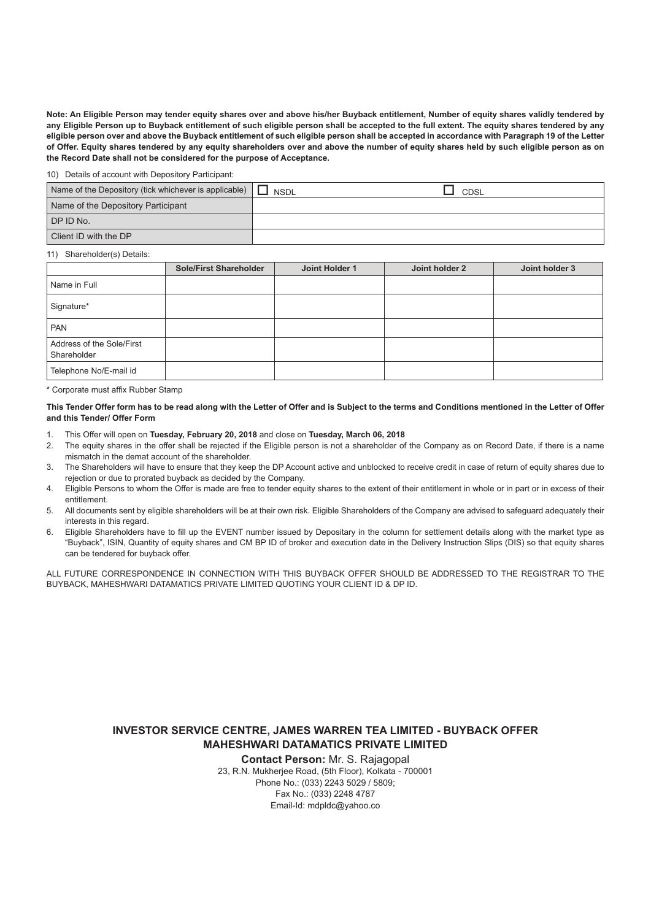**Note: An Eligible Person may tender equity shares over and above his/her Buyback entitlement, Number of equity shares validly tendered by any Eligible Person up to Buyback entitlement of such eligible person shall be accepted to the full extent. The equity shares tendered by any eligible person over and above the Buyback entitlement of such eligible person shall be accepted in accordance with Paragraph 19 of the Letter of Offer. Equity shares tendered by any equity shareholders over and above the number of equity shares held by such eligible person as on the Record Date shall not be considered for the purpose of Acceptance.**

10) Details of account with Depository Participant:

| | | |
|---|---|---|
| Name of the Depository (tick whichever is applicable) | ☐ NSDL | ☐ CDSL |
| Name of the Depository Participant | | |
| DP ID No. | | |
| Client ID with the DP | | |

11) Shareholder(s) Details:

| | Sole/First Shareholder | Joint Holder 1 | Joint holder 2 | Joint holder 3 |
|---|---|---|---|---|
| Name in Full | | | | |
| Signature* | | | | |
| PAN | | | | |
| Address of the Sole/First Shareholder | | | | |
| Telephone No/E-mail id | | | | |

\* Corporate must affix Rubber Stamp

**This Tender Offer form has to be read along with the Letter of Offer and is Subject to the terms and Conditions mentioned in the Letter of Offer and this Tender/ Offer Form**

1. This Offer will open on **Tuesday, February 20, 2018** and close on **Tuesday, March 06, 2018**
2. The equity shares in the offer shall be rejected if the Eligible person is not a shareholder of the Company as on Record Date, if there is a name mismatch in the demat account of the shareholder.
3. The Shareholders will have to ensure that they keep the DP Account active and unblocked to receive credit in case of return of equity shares due to rejection or due to prorated buyback as decided by the Company.
4. Eligible Persons to whom the Offer is made are free to tender equity shares to the extent of their entitlement in whole or in part or in excess of their entitlement.
5. All documents sent by eligible shareholders will be at their own risk. Eligible Shareholders of the Company are advised to safeguard adequately their interests in this regard.
6. Eligible Shareholders have to fill up the EVENT number issued by Depositary in the column for settlement details along with the market type as "Buyback", ISIN, Quantity of equity shares and CM BP ID of broker and execution date in the Delivery Instruction Slips (DIS) so that equity shares can be tendered for buyback offer.

ALL FUTURE CORRESPONDENCE IN CONNECTION WITH THIS BUYBACK OFFER SHOULD BE ADDRESSED TO THE REGISTRAR TO THE BUYBACK, MAHESHWARI DATAMATICS PRIVATE LIMITED QUOTING YOUR CLIENT ID & DP ID.

## INVESTOR SERVICE CENTRE, JAMES WARREN TEA LIMITED - BUYBACK OFFER
## MAHESHWARI DATAMATICS PRIVATE LIMITED

**Contact Person:** Mr. S. Rajagopal
23, R.N. Mukherjee Road, (5th Floor), Kolkata - 700001
Phone No.: (033) 2243 5029 / 5809;
Fax No.: (033) 2248 4787
Email-Id: mdpldc@yahoo.co